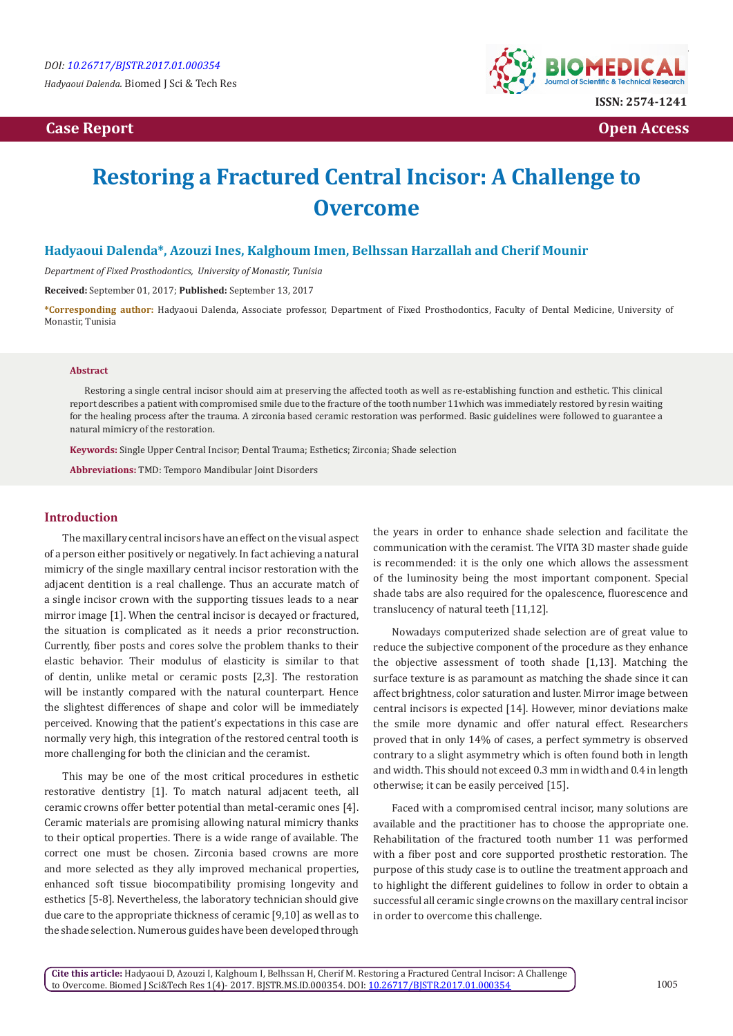# Restoring a Fractured Central Incisor: A Challenge to Overcome

**Hadyaoui Dalenda*, Azouzi Ines, Kalghoum Imen, Belhssan Harzallah and Cherif Mounir**

*Department of Fixed Prosthodontics, University of Monastir, Tunisia*

**Received:** September 01, 2017; **Published:** September 13, 2017

***Corresponding author:** Hadyaoui Dalenda, Associate professor, Department of Fixed Prosthodontics, Faculty of Dental Medicine, University of Monastir, Tunisia

### Abstract

Restoring a single central incisor should aim at preserving the affected tooth as well as re-establishing function and esthetic. This clinical report describes a patient with compromised smile due to the fracture of the tooth number 11which was immediately restored by resin waiting for the healing process after the trauma. A zirconia based ceramic restoration was performed. Basic guidelines were followed to guarantee a natural mimicry of the restoration.

**Keywords:** Single Upper Central Incisor; Dental Trauma; Esthetics; Zirconia; Shade selection

**Abbreviations:** TMD: Temporo Mandibular Joint Disorders

## Introduction

The maxillary central incisors have an effect on the visual aspect of a person either positively or negatively. In fact achieving a natural mimicry of the single maxillary central incisor restoration with the adjacent dentition is a real challenge. Thus an accurate match of a single incisor crown with the supporting tissues leads to a near mirror image [1]. When the central incisor is decayed or fractured, the situation is complicated as it needs a prior reconstruction. Currently, fiber posts and cores solve the problem thanks to their elastic behavior. Their modulus of elasticity is similar to that of dentin, unlike metal or ceramic posts [2,3]. The restoration will be instantly compared with the natural counterpart. Hence the slightest differences of shape and color will be immediately perceived. Knowing that the patient's expectations in this case are normally very high, this integration of the restored central tooth is more challenging for both the clinician and the ceramist.

This may be one of the most critical procedures in esthetic restorative dentistry [1]. To match natural adjacent teeth, all ceramic crowns offer better potential than metal-ceramic ones [4]. Ceramic materials are promising allowing natural mimicry thanks to their optical properties. There is a wide range of available. The correct one must be chosen. Zirconia based crowns are more and more selected as they ally improved mechanical properties, enhanced soft tissue biocompatibility promising longevity and esthetics [5-8]. Nevertheless, the laboratory technician should give due care to the appropriate thickness of ceramic [9,10] as well as to the shade selection. Numerous guides have been developed through the years in order to enhance shade selection and facilitate the communication with the ceramist. The VITA 3D master shade guide is recommended: it is the only one which allows the assessment of the luminosity being the most important component. Special shade tabs are also required for the opalescence, fluorescence and translucency of natural teeth [11,12].

Nowadays computerized shade selection are of great value to reduce the subjective component of the procedure as they enhance the objective assessment of tooth shade [1,13]. Matching the surface texture is as paramount as matching the shade since it can affect brightness, color saturation and luster. Mirror image between central incisors is expected [14]. However, minor deviations make the smile more dynamic and offer natural effect. Researchers proved that in only 14% of cases, a perfect symmetry is observed contrary to a slight asymmetry which is often found both in length and width. This should not exceed 0.3 mm in width and 0.4 in length otherwise; it can be easily perceived [15].

Faced with a compromised central incisor, many solutions are available and the practitioner has to choose the appropriate one. Rehabilitation of the fractured tooth number 11 was performed with a fiber post and core supported prosthetic restoration. The purpose of this study case is to outline the treatment approach and to highlight the different guidelines to follow in order to obtain a successful all ceramic single crowns on the maxillary central incisor in order to overcome this challenge.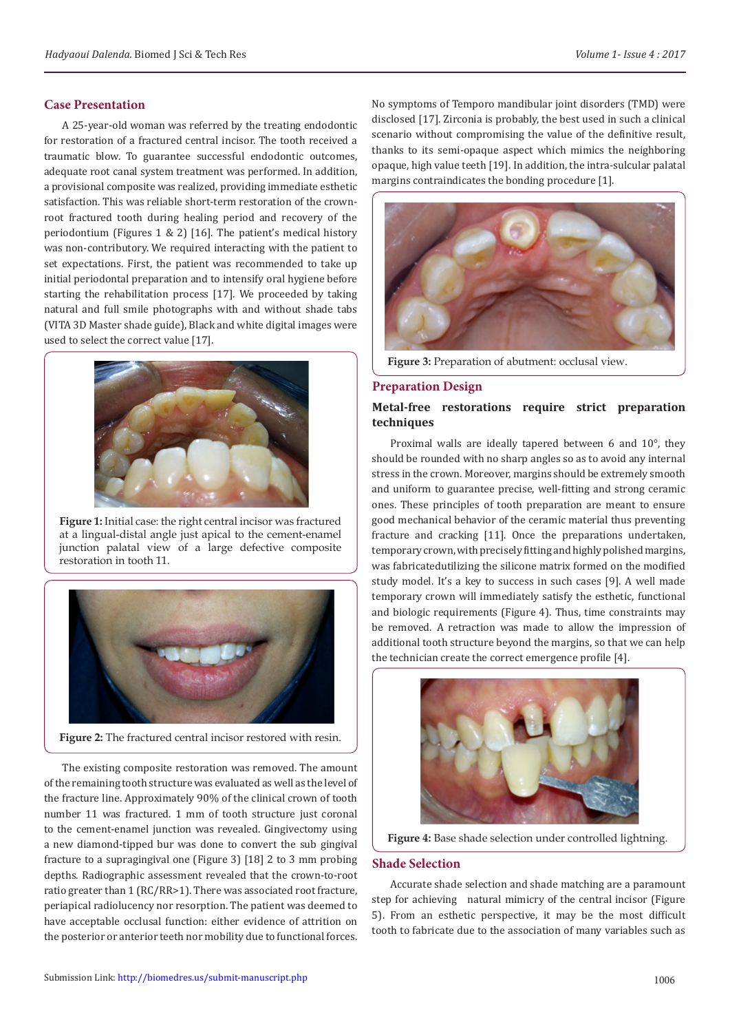## Case Presentation

A 25-year-old woman was referred by the treating endodontic for restoration of a fractured central incisor. The tooth received a traumatic blow. To guarantee successful endodontic outcomes, adequate root canal system treatment was performed. In addition, a provisional composite was realized, providing immediate esthetic satisfaction. This was reliable short-term restoration of the crown-root fractured tooth during healing period and recovery of the periodontium (Figures 1 & 2) [16]. The patient's medical history was non-contributory. We required interacting with the patient to set expectations. First, the patient was recommended to take up initial periodontal preparation and to intensify oral hygiene before starting the rehabilitation process [17]. We proceeded by taking natural and full smile photographs with and without shade tabs (VITA 3D Master shade guide), Black and white digital images were used to select the correct value [17].

**Figure 1:** Initial case: the right central incisor was fractured at a lingual-distal angle just apical to the cement-enamel junction palatal view of a large defective composite restoration in tooth 11.

**Figure 2:** The fractured central incisor restored with resin.

The existing composite restoration was removed. The amount of the remaining tooth structure was evaluated as well as the level of the fracture line. Approximately 90% of the clinical crown of tooth number 11 was fractured. 1 mm of tooth structure just coronal to the cement-enamel junction was revealed. Gingivectomy using a new diamond-tipped bur was done to convert the sub gingival fracture to a supragingival one (Figure 3) [18] 2 to 3 mm probing depths. Radiographic assessment revealed that the crown-to-root ratio greater than 1 (RC/RR>1). There was associated root fracture, periapical radiolucency nor resorption. The patient was deemed to have acceptable occlusal function: either evidence of attrition on the posterior or anterior teeth nor mobility due to functional forces. No symptoms of Temporo mandibular joint disorders (TMD) were disclosed [17]. Zirconia is probably, the best used in such a clinical scenario without compromising the value of the definitive result, thanks to its semi-opaque aspect which mimics the neighboring opaque, high value teeth [19]. In addition, the intra-sulcular palatal margins contraindicates the bonding procedure [1].

**Figure 3:** Preparation of abutment: occlusal view.

## Preparation Design

### Metal-free restorations require strict preparation techniques

Proximal walls are ideally tapered between 6 and 10°, they should be rounded with no sharp angles so as to avoid any internal stress in the crown. Moreover, margins should be extremely smooth and uniform to guarantee precise, well-fitting and strong ceramic ones. These principles of tooth preparation are meant to ensure good mechanical behavior of the ceramic material thus preventing fracture and cracking [11]. Once the preparations undertaken, temporary crown, with precisely fitting and highly polished margins, was fabricatedutilizing the silicone matrix formed on the modified study model. It's a key to success in such cases [9]. A well made temporary crown will immediately satisfy the esthetic, functional and biologic requirements (Figure 4). Thus, time constraints may be removed. A retraction was made to allow the impression of additional tooth structure beyond the margins, so that we can help the technician create the correct emergence profile [4].

**Figure 4:** Base shade selection under controlled lightning.

## Shade Selection

Accurate shade selection and shade matching are a paramount step for achieving natural mimicry of the central incisor (Figure 5). From an esthetic perspective, it may be the most difficult tooth to fabricate due to the association of many variables such as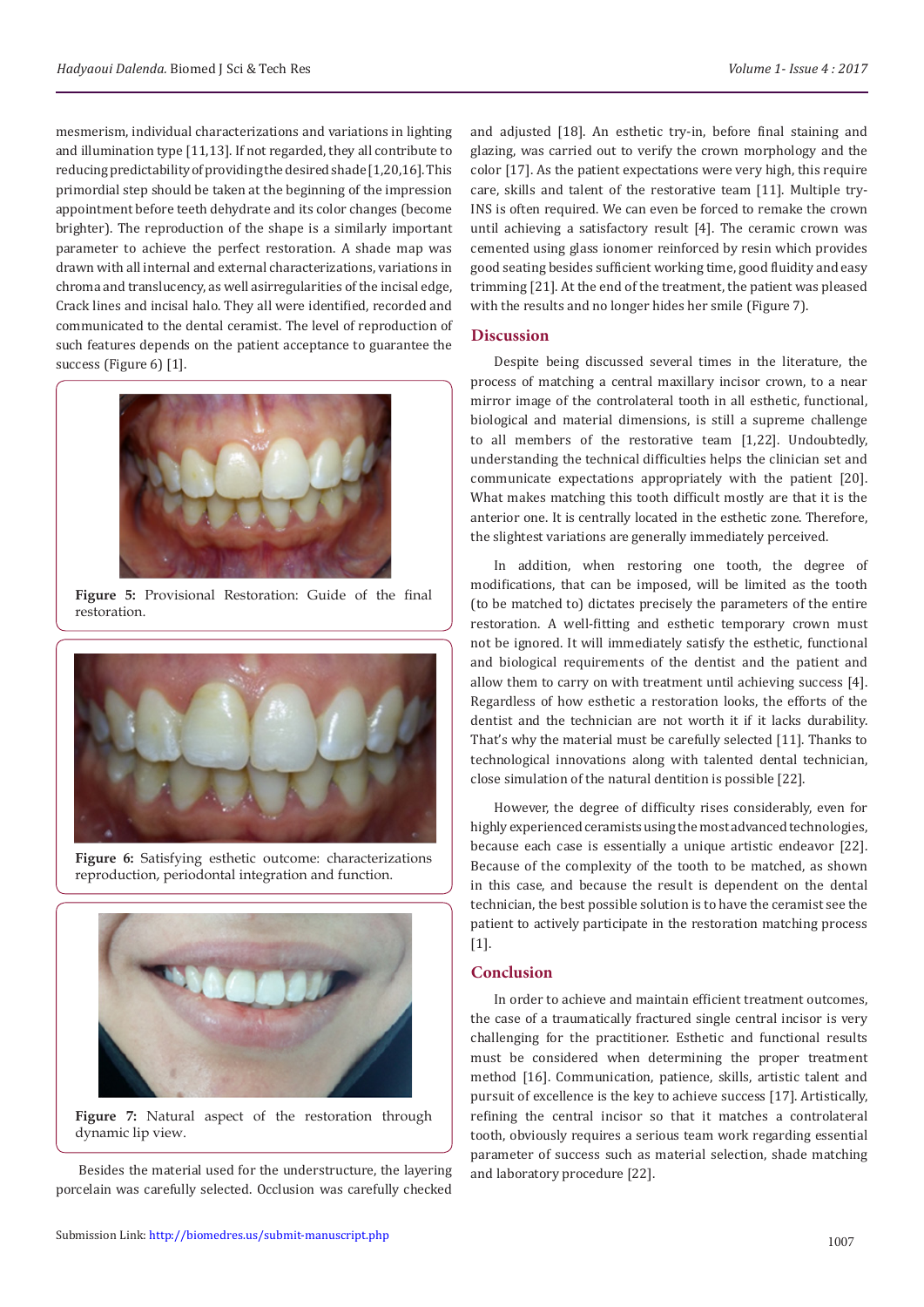mesmerism, individual characterizations and variations in lighting and illumination type [11,13]. If not regarded, they all contribute to reducing predictability of providing the desired shade [1,20,16]. This primordial step should be taken at the beginning of the impression appointment before teeth dehydrate and its color changes (become brighter). The reproduction of the shape is a similarly important parameter to achieve the perfect restoration. A shade map was drawn with all internal and external characterizations, variations in chroma and translucency, as well asirregularities of the incisal edge, Crack lines and incisal halo. They all were identified, recorded and communicated to the dental ceramist. The level of reproduction of such features depends on the patient acceptance to guarantee the success (Figure 6) [1].

**Figure 5:** Provisional Restoration: Guide of the final restoration.

**Figure 6:** Satisfying esthetic outcome: characterizations reproduction, periodontal integration and function.

**Figure 7:** Natural aspect of the restoration through dynamic lip view.

Besides the material used for the understructure, the layering porcelain was carefully selected. Occlusion was carefully checked and adjusted [18]. An esthetic try-in, before final staining and glazing, was carried out to verify the crown morphology and the color [17]. As the patient expectations were very high, this require care, skills and talent of the restorative team [11]. Multiple try-INS is often required. We can even be forced to remake the crown until achieving a satisfactory result [4]. The ceramic crown was cemented using glass ionomer reinforced by resin which provides good seating besides sufficient working time, good fluidity and easy trimming [21]. At the end of the treatment, the patient was pleased with the results and no longer hides her smile (Figure 7).

## Discussion

Despite being discussed several times in the literature, the process of matching a central maxillary incisor crown, to a near mirror image of the controlateral tooth in all esthetic, functional, biological and material dimensions, is still a supreme challenge to all members of the restorative team [1,22]. Undoubtedly, understanding the technical difficulties helps the clinician set and communicate expectations appropriately with the patient [20]. What makes matching this tooth difficult mostly are that it is the anterior one. It is centrally located in the esthetic zone. Therefore, the slightest variations are generally immediately perceived.

In addition, when restoring one tooth, the degree of modifications, that can be imposed, will be limited as the tooth (to be matched to) dictates precisely the parameters of the entire restoration. A well-fitting and esthetic temporary crown must not be ignored. It will immediately satisfy the esthetic, functional and biological requirements of the dentist and the patient and allow them to carry on with treatment until achieving success [4]. Regardless of how esthetic a restoration looks, the efforts of the dentist and the technician are not worth it if it lacks durability. That's why the material must be carefully selected [11]. Thanks to technological innovations along with talented dental technician, close simulation of the natural dentition is possible [22].

However, the degree of difficulty rises considerably, even for highly experienced ceramists using the most advanced technologies, because each case is essentially a unique artistic endeavor [22]. Because of the complexity of the tooth to be matched, as shown in this case, and because the result is dependent on the dental technician, the best possible solution is to have the ceramist see the patient to actively participate in the restoration matching process [1].

## Conclusion

In order to achieve and maintain efficient treatment outcomes, the case of a traumatically fractured single central incisor is very challenging for the practitioner. Esthetic and functional results must be considered when determining the proper treatment method [16]. Communication, patience, skills, artistic talent and pursuit of excellence is the key to achieve success [17]. Artistically, refining the central incisor so that it matches a controlateral tooth, obviously requires a serious team work regarding essential parameter of success such as material selection, shade matching and laboratory procedure [22].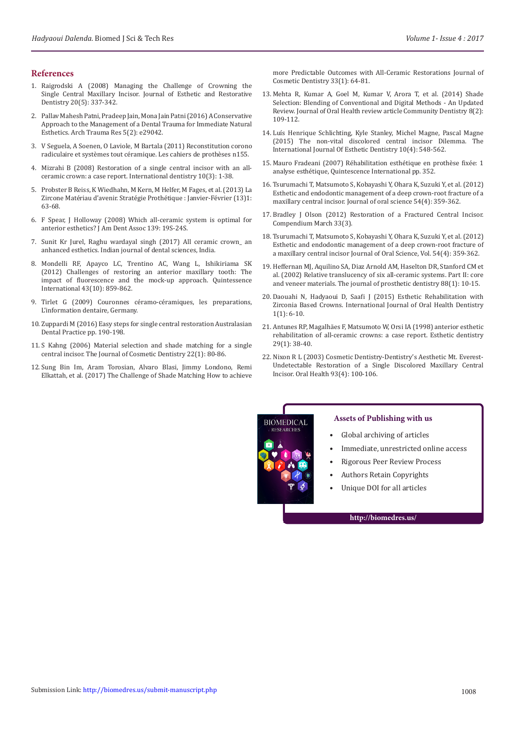## References

1. Raigrodski A (2008) Managing the Challenge of Crowning the Single Central Maxillary Incisor. Journal of Esthetic and Restorative Dentistry 20(5): 337-342.
2. Pallav Mahesh Patni, Pradeep Jain, Mona Jain Patni (2016) A Conservative Approach to the Management of a Dental Trauma for Immediate Natural Esthetics. Arch Trauma Res 5(2): e29042.
3. V Seguela, A Soenen, O Laviole, M Bartala (2011) Reconstitution corono radiculaire et systèmes tout céramique. Les cahiers de prothèses n155.
4. Mizrahi B (2008) Restoration of a single central incisor with an all-ceramic crown: a case report. International dentistry 10(3): 1-38.
5. Probster B Reiss, K Wiedhahn, M Kern, M Helfer, M Fages, et al. (2013) La Zircone Matériau d'avenir. Stratégie Prothétique : Janvier-Février (13)1: 63-68.
6. F Spear, J Holloway (2008) Which all-ceramic system is optimal for anterior esthetics? J Am Dent Assoc 139: 19S-24S.
7. Sunit Kr Jurel, Raghu wardayal singh (2017) All ceramic crown_ an anhanced esthetics. Indian journal of dental sciences, India.
8. Mondelli RF, Apayco LC, Trentino AC, Wang L, Ishikiriama SK (2012) Challenges of restoring an anterior maxillary tooth: The impact of fluorescence and the mock-up approach. Quintessence International 43(10): 859-862.
9. Tirlet G (2009) Couronnes céramo-céramiques, les preparations, L'information dentaire, Germany.
10. Zuppardi M (2016) Easy steps for single central restoration Australasian Dental Practice pp. 190-198.
11. S Kahng (2006) Material selection and shade matching for a single central incisor. The Journal of Cosmetic Dentistry 22(1): 80-86.
12. Sung Bin Im, Aram Torosian, Alvaro Blasi, Jimmy Londono, Remi Elkattah, et al. (2017) The Challenge of Shade Matching How to achieve more Predictable Outcomes with All-Ceramic Restorations Journal of Cosmetic Dentistry 33(1): 64-81.
13. Mehta R, Kumar A, Goel M, Kumar V, Arora T, et al. (2014) Shade Selection: Blending of Conventional and Digital Methods - An Updated Review. Journal of Oral Health review article Community Dentistry 8(2): 109-112.
14. Luís Henrique Schlichting, Kyle Stanley, Michel Magne, Pascal Magne (2015) The non-vital discolored central incisor Dilemma. The International Journal Of Esthetic Dentistry 10(4): 548-562.
15. Mauro Fradeani (2007) Réhabilitation esthétique en prothèse fixée: 1 analyse esthétique, Quintescence International pp. 352.
16. Tsurumachi T, Matsumoto S, Kobayashi Y, Ohara K, Suzuki Y, et al. (2012) Esthetic and endodontic management of a deep crown-root fracture of a maxillary central incisor. Journal of oral science 54(4): 359-362.
17. Bradley J Olson (2012) Restoration of a Fractured Central Incisor. Compendium March 33(3).
18. Tsurumachi T, Matsumoto S, Kobayashi Y, Ohara K, Suzuki Y, et al. (2012) Esthetic and endodontic management of a deep crown-root fracture of a maxillary central incisor Journal of Oral Science, Vol. 54(4): 359-362.
19. Heffernan MJ, Aquilino SA, Diaz Arnold AM, Haselton DR, Stanford CM et al. (2002) Relative translucency of six all-ceramic systems. Part II: core and veneer materials. The journal of prosthetic dentistry 88(1): 10-15.
20. Daouahi N, Hadyaoui D, Saafi J (2015) Esthetic Rehabilitation with Zirconia Based Crowns. International Journal of Oral Health Dentistry 1(1): 6-10.
21. Antunes RP, Magalhäes F, Matsumoto W, Orsi IA (1998) anterior esthetic rehabilitation of all-ceramic crowns: a case report. Esthetic dentistry 29(1): 38-40.
22. Nixon R L (2003) Cosmetic Dentistry-Dentistry's Aesthetic Mt. Everest-Undetectable Restoration of a Single Discolored Maxillary Central Incisor. Oral Health 93(4): 100-106.

**Assets of Publishing with us**

- Global archiving of articles
- Immediate, unrestricted online access
- Rigorous Peer Review Process
- Authors Retain Copyrights
- Unique DOI for all articles

http://biomedres.us/

Submission Link: http://biomedres.us/submit-manuscript.php